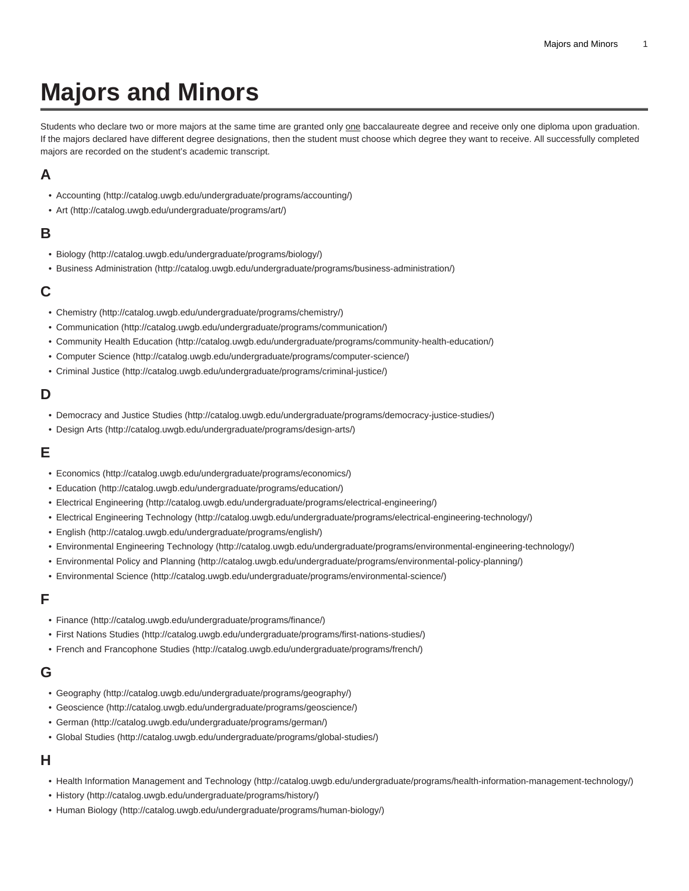# Majors and Minors

Students who declare two or more majors at the same time are granted only one baccalaureate degree and receive only one diploma upon graduation. If the majors declared have different degree designations, then the student must choose which degree they want to receive. All successfully completed majors are recorded on the student's academic transcript.

## A

- Accounting (http://catalog.uwgb.edu/undergraduate/programs/accounting/)
- Art (http://catalog.uwgb.edu/undergraduate/programs/art/)

## B

- Biology (http://catalog.uwgb.edu/undergraduate/programs/biology/)
- Business Administration (http://catalog.uwgb.edu/undergraduate/programs/business-administration/)

## C

- Chemistry (http://catalog.uwgb.edu/undergraduate/programs/chemistry/)
- Communication (http://catalog.uwgb.edu/undergraduate/programs/communication/)
- Community Health Education (http://catalog.uwgb.edu/undergraduate/programs/community-health-education/)
- Computer Science (http://catalog.uwgb.edu/undergraduate/programs/computer-science/)
- Criminal Justice (http://catalog.uwgb.edu/undergraduate/programs/criminal-justice/)

## D

- Democracy and Justice Studies (http://catalog.uwgb.edu/undergraduate/programs/democracy-justice-studies/)
- Design Arts (http://catalog.uwgb.edu/undergraduate/programs/design-arts/)

## E

- Economics (http://catalog.uwgb.edu/undergraduate/programs/economics/)
- Education (http://catalog.uwgb.edu/undergraduate/programs/education/)
- Electrical Engineering (http://catalog.uwgb.edu/undergraduate/programs/electrical-engineering/)
- Electrical Engineering Technology (http://catalog.uwgb.edu/undergraduate/programs/electrical-engineering-technology/)
- English (http://catalog.uwgb.edu/undergraduate/programs/english/)
- Environmental Engineering Technology (http://catalog.uwgb.edu/undergraduate/programs/environmental-engineering-technology/)
- Environmental Policy and Planning (http://catalog.uwgb.edu/undergraduate/programs/environmental-policy-planning/)
- Environmental Science (http://catalog.uwgb.edu/undergraduate/programs/environmental-science/)

## F

- Finance (http://catalog.uwgb.edu/undergraduate/programs/finance/)
- First Nations Studies (http://catalog.uwgb.edu/undergraduate/programs/first-nations-studies/)
- French and Francophone Studies (http://catalog.uwgb.edu/undergraduate/programs/french/)

## G

- Geography (http://catalog.uwgb.edu/undergraduate/programs/geography/)
- Geoscience (http://catalog.uwgb.edu/undergraduate/programs/geoscience/)
- German (http://catalog.uwgb.edu/undergraduate/programs/german/)
- Global Studies (http://catalog.uwgb.edu/undergraduate/programs/global-studies/)

## H

- Health Information Management and Technology (http://catalog.uwgb.edu/undergraduate/programs/health-information-management-technology/)
- History (http://catalog.uwgb.edu/undergraduate/programs/history/)
- Human Biology (http://catalog.uwgb.edu/undergraduate/programs/human-biology/)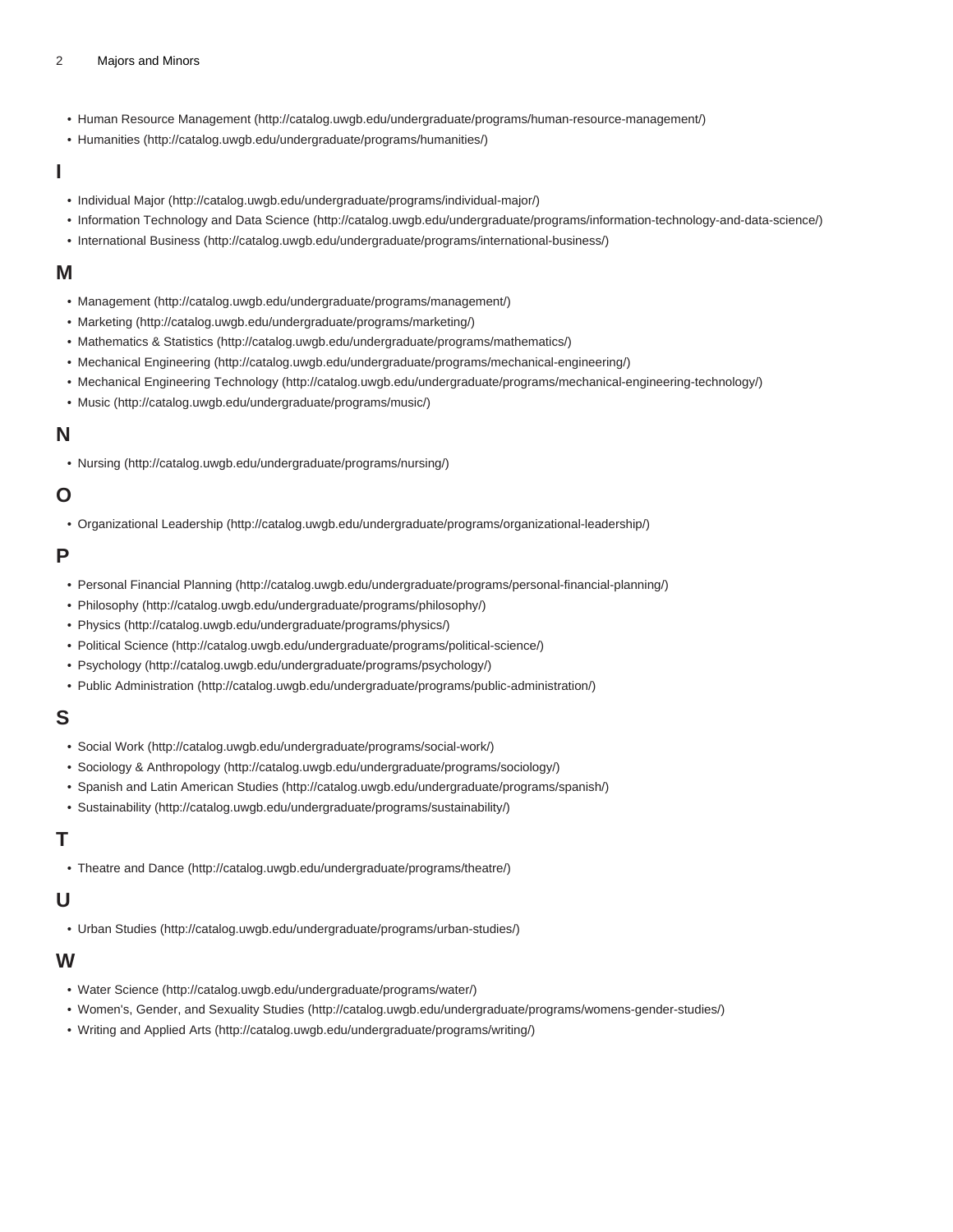- Human Resource Management (http://catalog.uwgb.edu/undergraduate/programs/human-resource-management/)
- Humanities (http://catalog.uwgb.edu/undergraduate/programs/humanities/)

## I

- Individual Major (http://catalog.uwgb.edu/undergraduate/programs/individual-major/)
- Information Technology and Data Science (http://catalog.uwgb.edu/undergraduate/programs/information-technology-and-data-science/)
- International Business (http://catalog.uwgb.edu/undergraduate/programs/international-business/)

## M

- Management (http://catalog.uwgb.edu/undergraduate/programs/management/)
- Marketing (http://catalog.uwgb.edu/undergraduate/programs/marketing/)
- Mathematics & Statistics (http://catalog.uwgb.edu/undergraduate/programs/mathematics/)
- Mechanical Engineering (http://catalog.uwgb.edu/undergraduate/programs/mechanical-engineering/)
- Mechanical Engineering Technology (http://catalog.uwgb.edu/undergraduate/programs/mechanical-engineering-technology/)
- Music (http://catalog.uwgb.edu/undergraduate/programs/music/)

## N

- Nursing (http://catalog.uwgb.edu/undergraduate/programs/nursing/)

## O

- Organizational Leadership (http://catalog.uwgb.edu/undergraduate/programs/organizational-leadership/)

## P

- Personal Financial Planning (http://catalog.uwgb.edu/undergraduate/programs/personal-financial-planning/)
- Philosophy (http://catalog.uwgb.edu/undergraduate/programs/philosophy/)
- Physics (http://catalog.uwgb.edu/undergraduate/programs/physics/)
- Political Science (http://catalog.uwgb.edu/undergraduate/programs/political-science/)
- Psychology (http://catalog.uwgb.edu/undergraduate/programs/psychology/)
- Public Administration (http://catalog.uwgb.edu/undergraduate/programs/public-administration/)

## S

- Social Work (http://catalog.uwgb.edu/undergraduate/programs/social-work/)
- Sociology & Anthropology (http://catalog.uwgb.edu/undergraduate/programs/sociology/)
- Spanish and Latin American Studies (http://catalog.uwgb.edu/undergraduate/programs/spanish/)
- Sustainability (http://catalog.uwgb.edu/undergraduate/programs/sustainability/)

## T

- Theatre and Dance (http://catalog.uwgb.edu/undergraduate/programs/theatre/)

## U

- Urban Studies (http://catalog.uwgb.edu/undergraduate/programs/urban-studies/)

## W

- Water Science (http://catalog.uwgb.edu/undergraduate/programs/water/)
- Women's, Gender, and Sexuality Studies (http://catalog.uwgb.edu/undergraduate/programs/womens-gender-studies/)
- Writing and Applied Arts (http://catalog.uwgb.edu/undergraduate/programs/writing/)